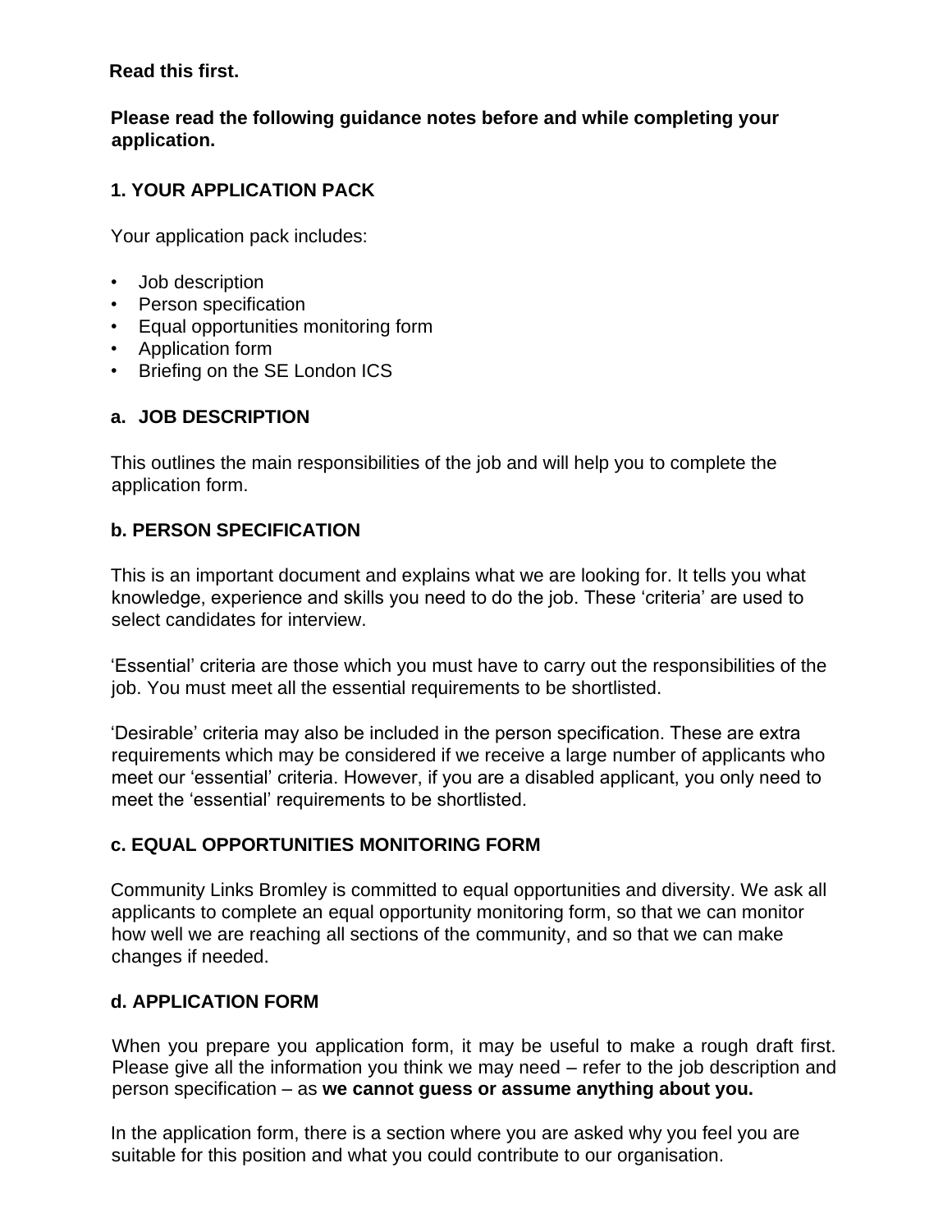**Read this first.**

**Please read the following guidance notes before and while completing your application.**

## 1. YOUR APPLICATION PACK

Your application pack includes:

- Job description
- Person specification
- Equal opportunities monitoring form
- Application form
- Briefing on the SE London ICS

### a. JOB DESCRIPTION

This outlines the main responsibilities of the job and will help you to complete the application form.

### b. PERSON SPECIFICATION

This is an important document and explains what we are looking for. It tells you what knowledge, experience and skills you need to do the job. These 'criteria' are used to select candidates for interview.

'Essential' criteria are those which you must have to carry out the responsibilities of the job. You must meet all the essential requirements to be shortlisted.

'Desirable' criteria may also be included in the person specification. These are extra requirements which may be considered if we receive a large number of applicants who meet our 'essential' criteria. However, if you are a disabled applicant, you only need to meet the 'essential' requirements to be shortlisted.

### c. EQUAL OPPORTUNITIES MONITORING FORM

Community Links Bromley is committed to equal opportunities and diversity. We ask all applicants to complete an equal opportunity monitoring form, so that we can monitor how well we are reaching all sections of the community, and so that we can make changes if needed.

### d. APPLICATION FORM

When you prepare you application form, it may be useful to make a rough draft first. Please give all the information you think we may need – refer to the job description and person specification – as **we cannot guess or assume anything about you.**

In the application form, there is a section where you are asked why you feel you are suitable for this position and what you could contribute to our organisation.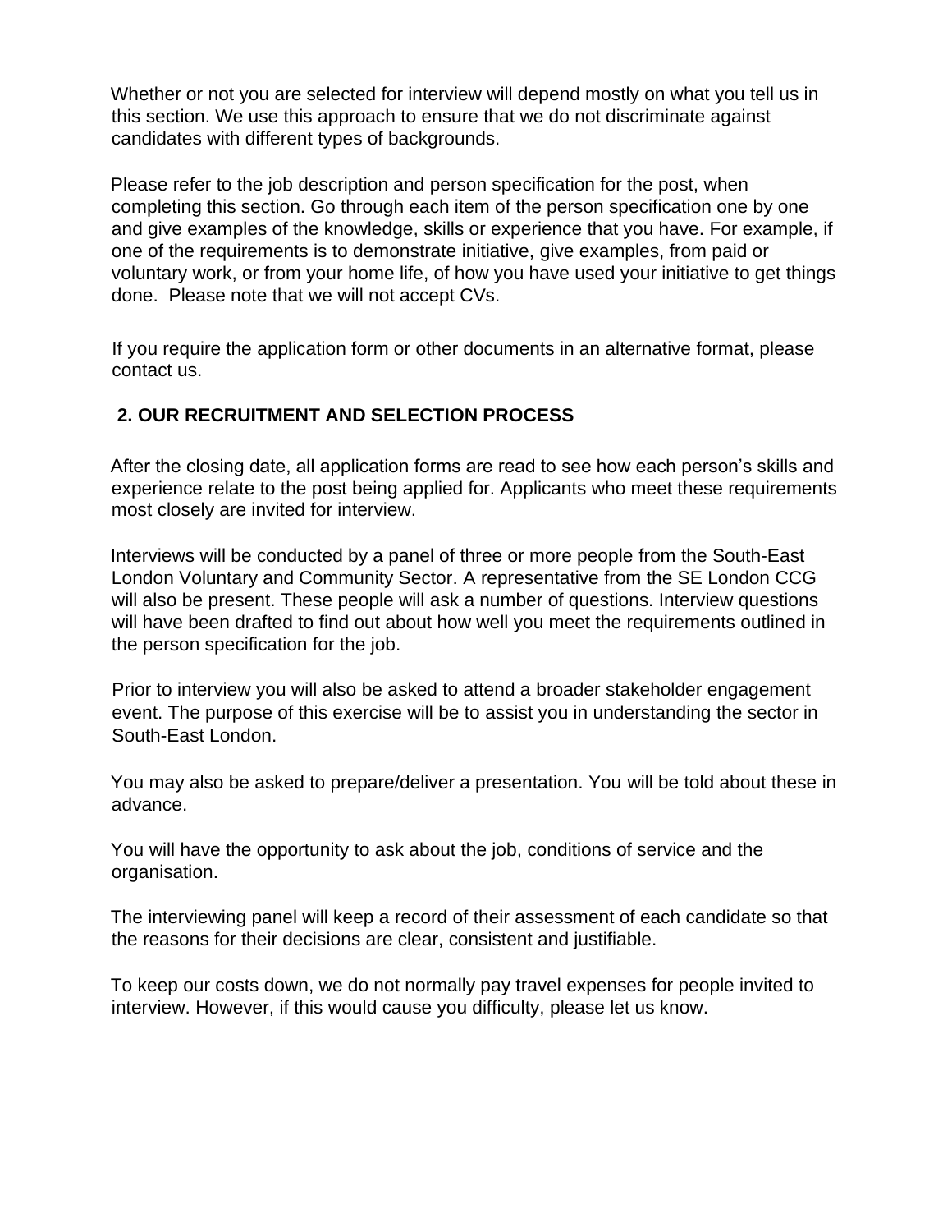Whether or not you are selected for interview will depend mostly on what you tell us in this section. We use this approach to ensure that we do not discriminate against candidates with different types of backgrounds.

Please refer to the job description and person specification for the post, when completing this section. Go through each item of the person specification one by one and give examples of the knowledge, skills or experience that you have. For example, if one of the requirements is to demonstrate initiative, give examples, from paid or voluntary work, or from your home life, of how you have used your initiative to get things done. Please note that we will not accept CVs.

If you require the application form or other documents in an alternative format, please contact us.

## 2. OUR RECRUITMENT AND SELECTION PROCESS

After the closing date, all application forms are read to see how each person's skills and experience relate to the post being applied for. Applicants who meet these requirements most closely are invited for interview.

Interviews will be conducted by a panel of three or more people from the South-East London Voluntary and Community Sector. A representative from the SE London CCG will also be present. These people will ask a number of questions. Interview questions will have been drafted to find out about how well you meet the requirements outlined in the person specification for the job.

Prior to interview you will also be asked to attend a broader stakeholder engagement event. The purpose of this exercise will be to assist you in understanding the sector in South-East London.

You may also be asked to prepare/deliver a presentation. You will be told about these in advance.

You will have the opportunity to ask about the job, conditions of service and the organisation.

The interviewing panel will keep a record of their assessment of each candidate so that the reasons for their decisions are clear, consistent and justifiable.

To keep our costs down, we do not normally pay travel expenses for people invited to interview. However, if this would cause you difficulty, please let us know.